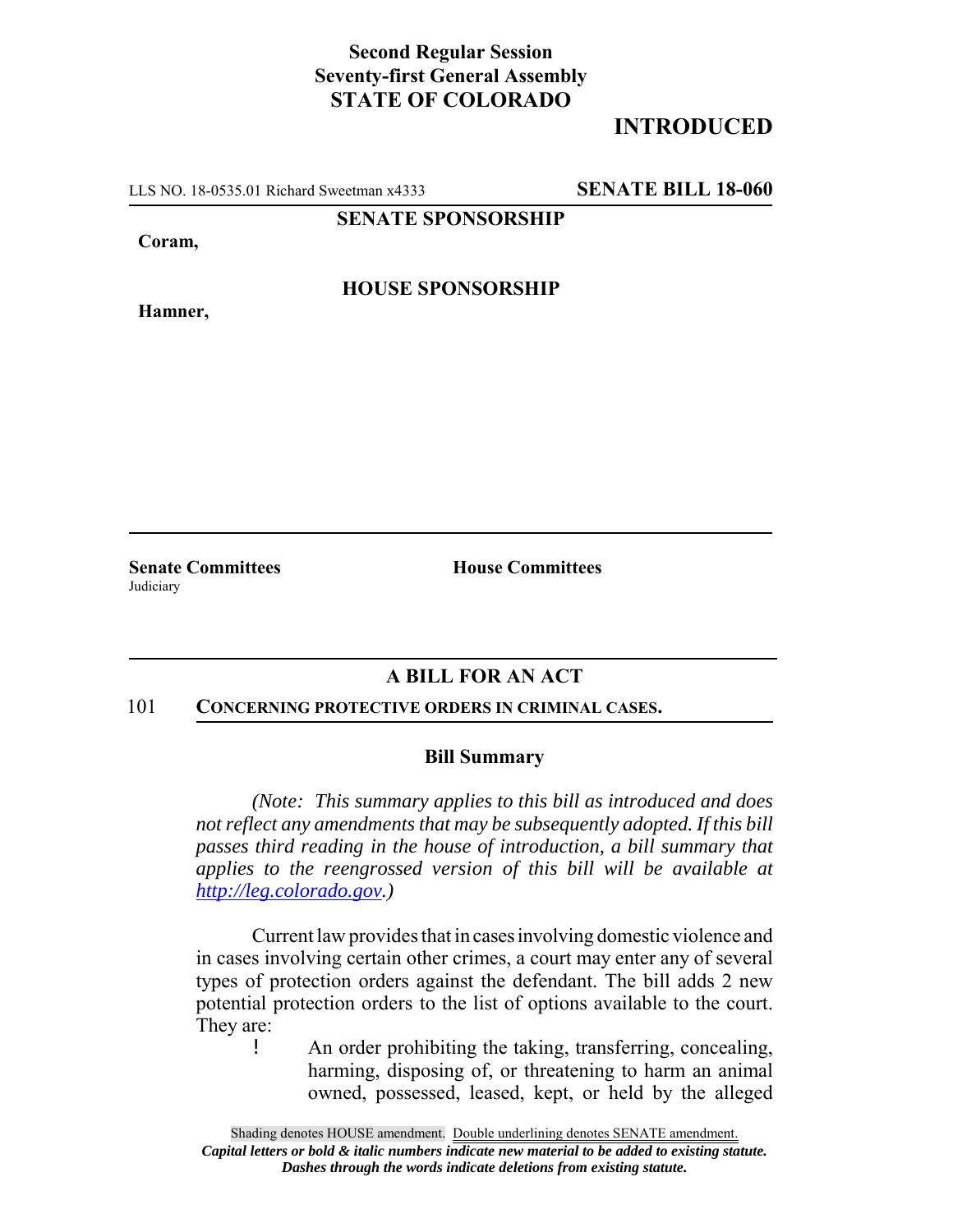**Second Regular Session**
**Seventy-first General Assembly**
**STATE OF COLORADO**

**INTRODUCTED**

LLS NO. 18-0535.01 Richard Sweetman x4333 **SENATE BILL 18-060**

**SENATE SPONSORSHIP**

**Coram,**

**HOUSE SPONSORSHIP**

**Hamner,**

**Senate Committees**
Judiciary

**House Committees**

## A BILL FOR AN ACT

101 **CONCERNING PROTECTIVE ORDERS IN CRIMINAL CASES.**

### Bill Summary

*(Note: This summary applies to this bill as introduced and does not reflect any amendments that may be subsequently adopted. If this bill passes third reading in the house of introduction, a bill summary that applies to the reengrossed version of this bill will be available at http://leg.colorado.gov.)*

Current law provides that in cases involving domestic violence and in cases involving certain other crimes, a court may enter any of several types of protection orders against the defendant. The bill adds 2 new potential protection orders to the list of options available to the court. They are:

- An order prohibiting the taking, transferring, concealing, harming, disposing of, or threatening to harm an animal owned, possessed, leased, kept, or held by the alleged

Shading denotes HOUSE amendment. Double underlining denotes SENATE amendment.
*Capital letters or bold & italic numbers indicate new material to be added to existing statute.*
*Dashes through the words indicate deletions from existing statute.*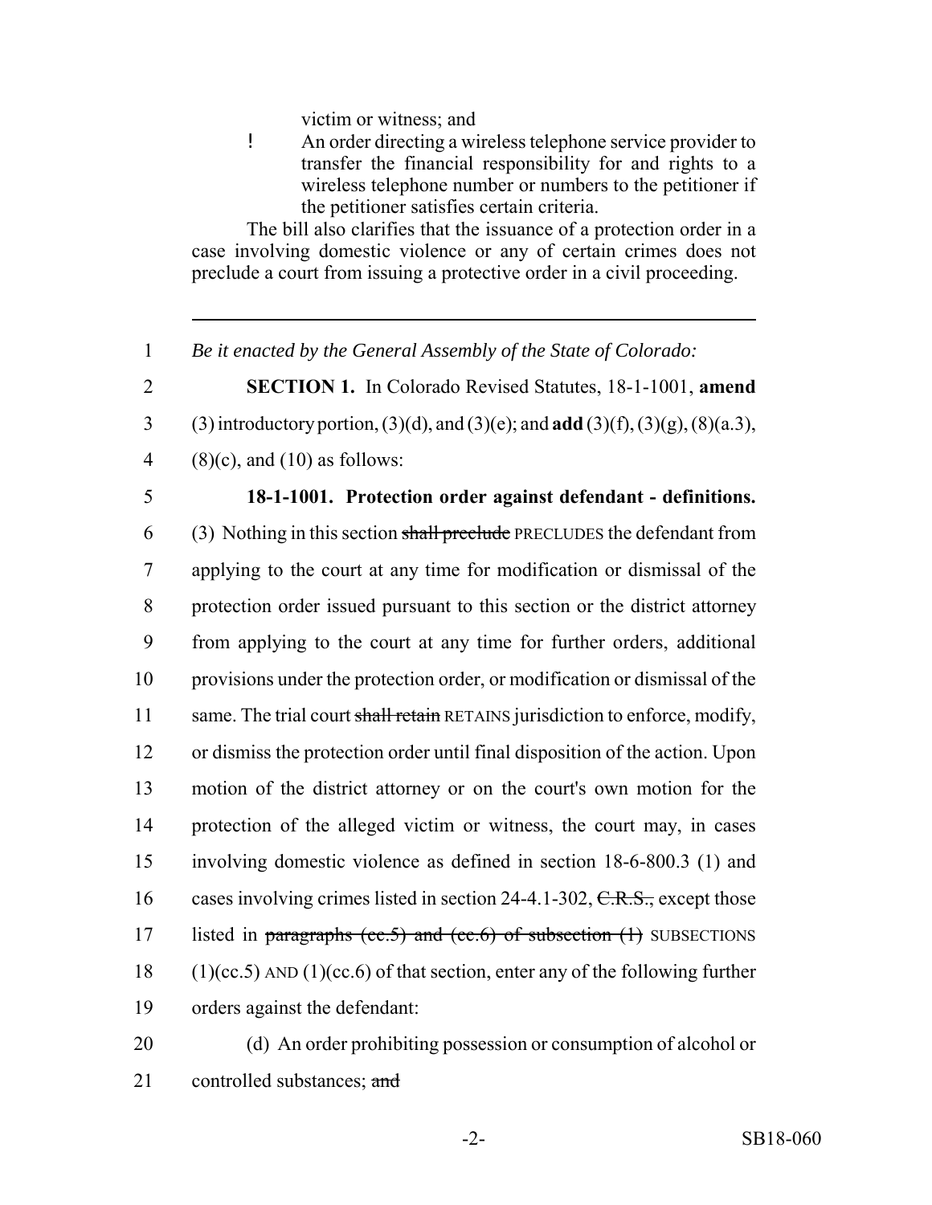victim or witness; and

- An order directing a wireless telephone service provider to transfer the financial responsibility for and rights to a wireless telephone number or numbers to the petitioner if the petitioner satisfies certain criteria.

The bill also clarifies that the issuance of a protection order in a case involving domestic violence or any of certain crimes does not preclude a court from issuing a protective order in a civil proceeding.

---

1 *Be it enacted by the General Assembly of the State of Colorado:*

2 **SECTION 1.** In Colorado Revised Statutes, 18-1-1001, **amend**
3 (3) introductory portion, (3)(d), and (3)(e); and **add** (3)(f), (3)(g), (8)(a.3),
4 (8)(c), and (10) as follows:

5 **18-1-1001. Protection order against defendant - definitions.**
6 (3) Nothing in this section ~~shall preclude~~ PRECLUDES the defendant from
7 applying to the court at any time for modification or dismissal of the
8 protection order issued pursuant to this section or the district attorney
9 from applying to the court at any time for further orders, additional
10 provisions under the protection order, or modification or dismissal of the
11 same. The trial court ~~shall retain~~ RETAINS jurisdiction to enforce, modify,
12 or dismiss the protection order until final disposition of the action. Upon
13 motion of the district attorney or on the court's own motion for the
14 protection of the alleged victim or witness, the court may, in cases
15 involving domestic violence as defined in section 18-6-800.3 (1) and
16 cases involving crimes listed in section 24-4.1-302, ~~C.R.S.,~~ except those
17 listed in ~~paragraphs (cc.5) and (cc.6) of subsection (1)~~ SUBSECTIONS
18 (1)(cc.5) AND (1)(cc.6) of that section, enter any of the following further
19 orders against the defendant:

20 (d) An order prohibiting possession or consumption of alcohol or
21 controlled substances; ~~and~~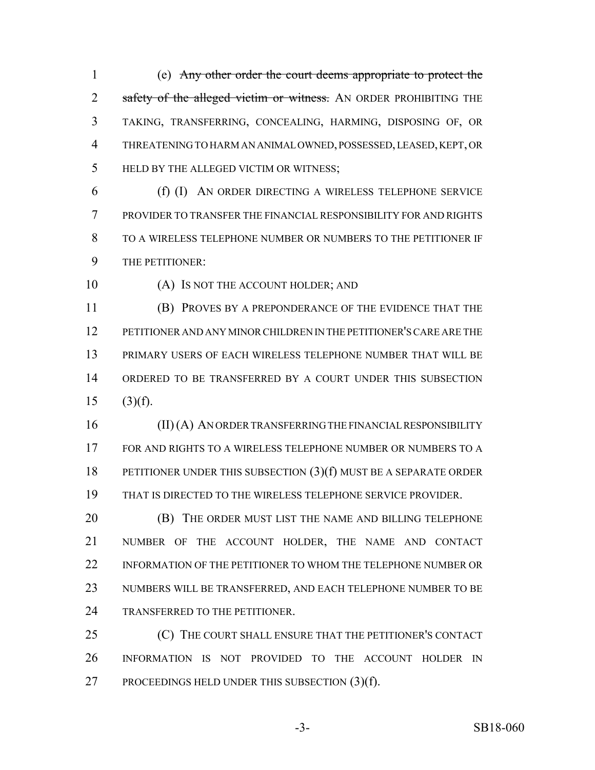(e) ~~Any other order the court deems appropriate to protect the safety of the alleged victim or witness.~~ AN ORDER PROHIBITING THE TAKING, TRANSFERRING, CONCEALING, HARMING, DISPOSING OF, OR THREATENING TO HARM AN ANIMAL OWNED, POSSESSED, LEASED, KEPT, OR HELD BY THE ALLEGED VICTIM OR WITNESS;

(f) (I) AN ORDER DIRECTING A WIRELESS TELEPHONE SERVICE PROVIDER TO TRANSFER THE FINANCIAL RESPONSIBILITY FOR AND RIGHTS TO A WIRELESS TELEPHONE NUMBER OR NUMBERS TO THE PETITIONER IF THE PETITIONER:

(A) IS NOT THE ACCOUNT HOLDER; AND

(B) PROVES BY A PREPONDERANCE OF THE EVIDENCE THAT THE PETITIONER AND ANY MINOR CHILDREN IN THE PETITIONER'S CARE ARE THE PRIMARY USERS OF EACH WIRELESS TELEPHONE NUMBER THAT WILL BE ORDERED TO BE TRANSFERRED BY A COURT UNDER THIS SUBSECTION (3)(f).

(II) (A) AN ORDER TRANSFERRING THE FINANCIAL RESPONSIBILITY FOR AND RIGHTS TO A WIRELESS TELEPHONE NUMBER OR NUMBERS TO A PETITIONER UNDER THIS SUBSECTION (3)(f) MUST BE A SEPARATE ORDER THAT IS DIRECTED TO THE WIRELESS TELEPHONE SERVICE PROVIDER.

(B) THE ORDER MUST LIST THE NAME AND BILLING TELEPHONE NUMBER OF THE ACCOUNT HOLDER, THE NAME AND CONTACT INFORMATION OF THE PETITIONER TO WHOM THE TELEPHONE NUMBER OR NUMBERS WILL BE TRANSFERRED, AND EACH TELEPHONE NUMBER TO BE TRANSFERRED TO THE PETITIONER.

(C) THE COURT SHALL ENSURE THAT THE PETITIONER'S CONTACT INFORMATION IS NOT PROVIDED TO THE ACCOUNT HOLDER IN PROCEEDINGS HELD UNDER THIS SUBSECTION (3)(f).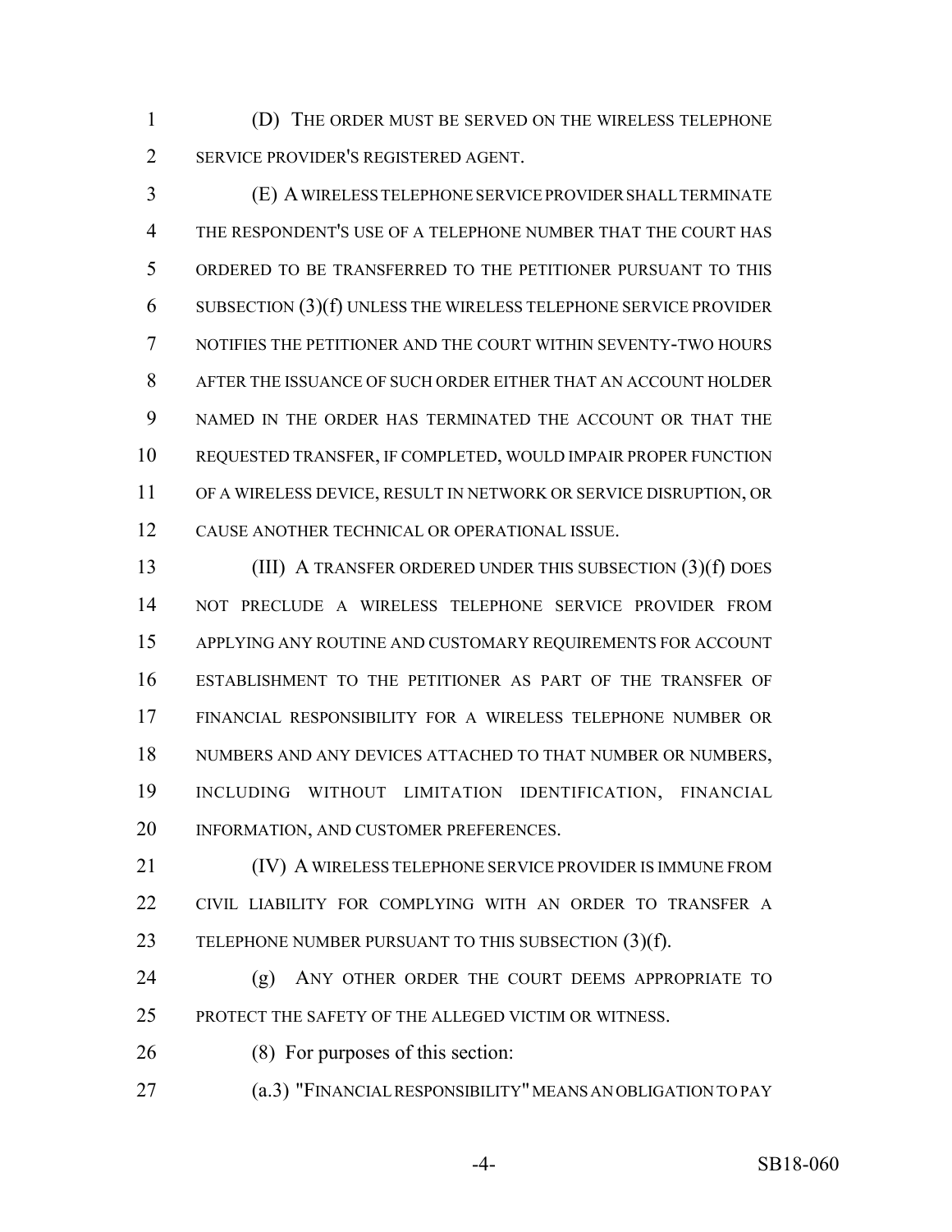(D) THE ORDER MUST BE SERVED ON THE WIRELESS TELEPHONE SERVICE PROVIDER'S REGISTERED AGENT.

(E) A WIRELESS TELEPHONE SERVICE PROVIDER SHALL TERMINATE THE RESPONDENT'S USE OF A TELEPHONE NUMBER THAT THE COURT HAS ORDERED TO BE TRANSFERRED TO THE PETITIONER PURSUANT TO THIS SUBSECTION (3)(f) UNLESS THE WIRELESS TELEPHONE SERVICE PROVIDER NOTIFIES THE PETITIONER AND THE COURT WITHIN SEVENTY-TWO HOURS AFTER THE ISSUANCE OF SUCH ORDER EITHER THAT AN ACCOUNT HOLDER NAMED IN THE ORDER HAS TERMINATED THE ACCOUNT OR THAT THE REQUESTED TRANSFER, IF COMPLETED, WOULD IMPAIR PROPER FUNCTION OF A WIRELESS DEVICE, RESULT IN NETWORK OR SERVICE DISRUPTION, OR CAUSE ANOTHER TECHNICAL OR OPERATIONAL ISSUE.

(III) A TRANSFER ORDERED UNDER THIS SUBSECTION (3)(f) DOES NOT PRECLUDE A WIRELESS TELEPHONE SERVICE PROVIDER FROM APPLYING ANY ROUTINE AND CUSTOMARY REQUIREMENTS FOR ACCOUNT ESTABLISHMENT TO THE PETITIONER AS PART OF THE TRANSFER OF FINANCIAL RESPONSIBILITY FOR A WIRELESS TELEPHONE NUMBER OR NUMBERS AND ANY DEVICES ATTACHED TO THAT NUMBER OR NUMBERS, INCLUDING WITHOUT LIMITATION IDENTIFICATION, FINANCIAL INFORMATION, AND CUSTOMER PREFERENCES.

(IV) A WIRELESS TELEPHONE SERVICE PROVIDER IS IMMUNE FROM CIVIL LIABILITY FOR COMPLYING WITH AN ORDER TO TRANSFER A TELEPHONE NUMBER PURSUANT TO THIS SUBSECTION (3)(f).

(g) ANY OTHER ORDER THE COURT DEEMS APPROPRIATE TO PROTECT THE SAFETY OF THE ALLEGED VICTIM OR WITNESS.

(8) For purposes of this section:

(a.3) "FINANCIAL RESPONSIBILITY" MEANS AN OBLIGATION TO PAY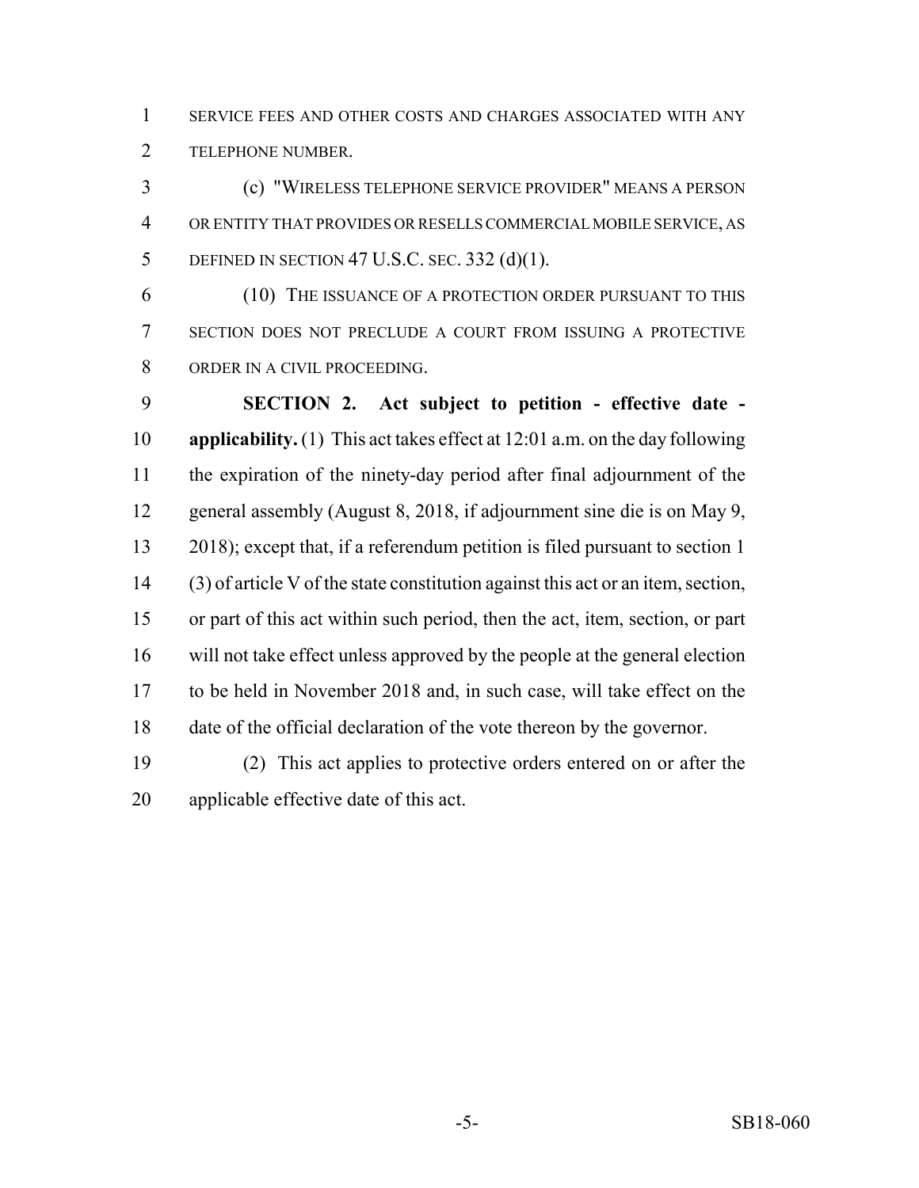SERVICE FEES AND OTHER COSTS AND CHARGES ASSOCIATED WITH ANY TELEPHONE NUMBER.

(c) "WIRELESS TELEPHONE SERVICE PROVIDER" MEANS A PERSON OR ENTITY THAT PROVIDES OR RESELLS COMMERCIAL MOBILE SERVICE, AS DEFINED IN SECTION 47 U.S.C. SEC. 332 (d)(1).

(10) THE ISSUANCE OF A PROTECTION ORDER PURSUANT TO THIS SECTION DOES NOT PRECLUDE A COURT FROM ISSUING A PROTECTIVE ORDER IN A CIVIL PROCEEDING.

**SECTION 2. Act subject to petition - effective date - applicability.** (1) This act takes effect at 12:01 a.m. on the day following the expiration of the ninety-day period after final adjournment of the general assembly (August 8, 2018, if adjournment sine die is on May 9, 2018); except that, if a referendum petition is filed pursuant to section 1 (3) of article V of the state constitution against this act or an item, section, or part of this act within such period, then the act, item, section, or part will not take effect unless approved by the people at the general election to be held in November 2018 and, in such case, will take effect on the date of the official declaration of the vote thereon by the governor.

(2) This act applies to protective orders entered on or after the applicable effective date of this act.